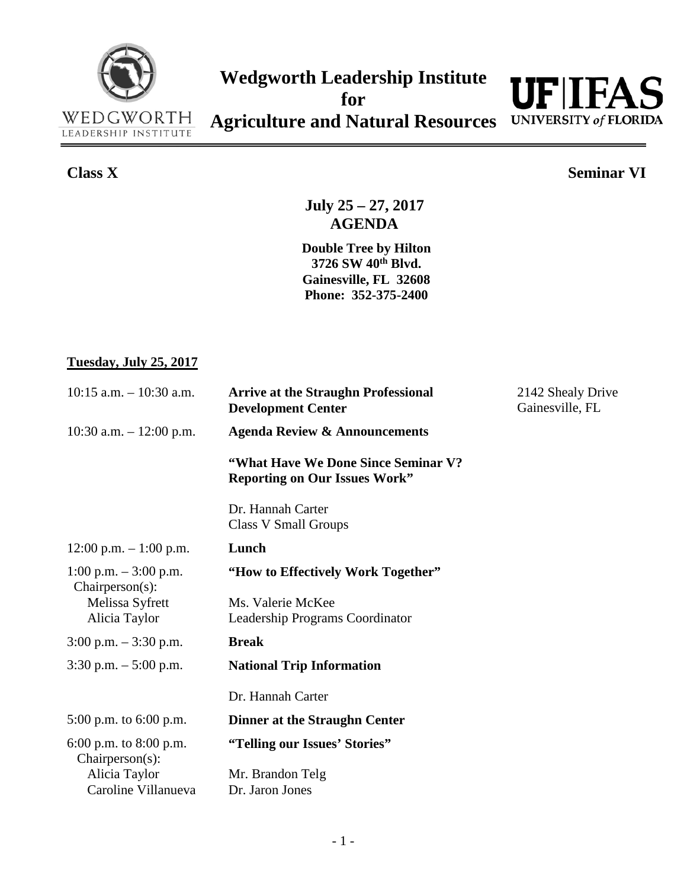# Wedgworth Leadership Institute for Agriculture and Natural Resources

WEDGWORTH LEADERSHIP INSTITUTE

UF|IFAS UNIVERSITY of FLORIDA

**Class X** **Seminar VI**

## July 25 – 27, 2017
## AGENDA

**Double Tree by Hilton**
**3726 SW 40th Blvd.**
**Gainesville, FL 32608**
**Phone: 352-375-2400**

**Tuesday, July 25, 2017**

| | | |
|---|---|---|
| 10:15 a.m. – 10:30 a.m. | **Arrive at the Straughn Professional Development Center** | 2142 Shealy Drive Gainesville, FL |
| 10:30 a.m. – 12:00 p.m. | **Agenda Review & Announcements**<br><br>**"What Have We Done Since Seminar V? Reporting on Our Issues Work"**<br><br>Dr. Hannah Carter<br>Class V Small Groups | |
| 12:00 p.m. – 1:00 p.m. | **Lunch** | |
| 1:00 p.m. – 3:00 p.m.<br>Chairperson(s):<br>Melissa Syfrett<br>Alicia Taylor | **"How to Effectively Work Together"**<br><br>Ms. Valerie McKee<br>Leadership Programs Coordinator | |
| 3:00 p.m. – 3:30 p.m. | **Break** | |
| 3:30 p.m. – 5:00 p.m. | **National Trip Information**<br><br>Dr. Hannah Carter | |
| 5:00 p.m. to 6:00 p.m. | **Dinner at the Straughn Center** | |
| 6:00 p.m. to 8:00 p.m.<br>Chairperson(s):<br>Alicia Taylor<br>Caroline Villanueva | **"Telling our Issues' Stories"**<br><br>Mr. Brandon Telg<br>Dr. Jaron Jones | |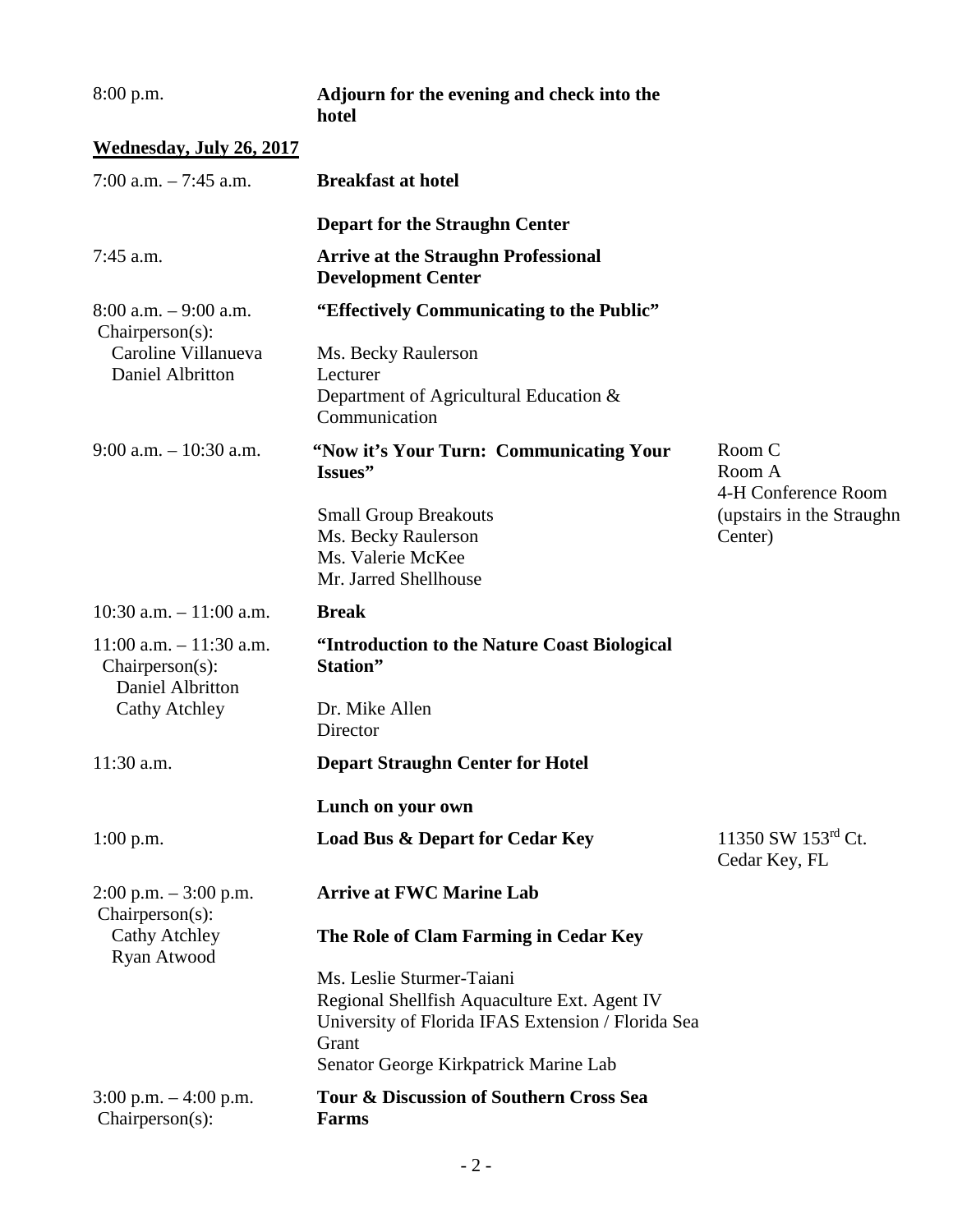| | | |
|---|---|---|
| 8:00 p.m. | **Adjourn for the evening and check into the hotel** | |

**Wednesday, July 26, 2017**

| | | |
|---|---|---|
| 7:00 a.m. – 7:45 a.m. | **Breakfast at hotel** | |
| | **Depart for the Straughn Center** | |
| 7:45 a.m. | **Arrive at the Straughn Professional Development Center** | |
| 8:00 a.m. – 9:00 a.m.<br>Chairperson(s):<br>Caroline Villanueva<br>Daniel Albritton | **"Effectively Communicating to the Public"**<br><br>Ms. Becky Raulerson<br>Lecturer<br>Department of Agricultural Education & Communication | |
| 9:00 a.m. – 10:30 a.m. | **"Now it's Your Turn: Communicating Your Issues"**<br><br>Small Group Breakouts<br>Ms. Becky Raulerson<br>Ms. Valerie McKee<br>Mr. Jarred Shellhouse | Room C<br>Room A<br>4-H Conference Room (upstairs in the Straughn Center) |
| 10:30 a.m. – 11:00 a.m. | **Break** | |
| 11:00 a.m. – 11:30 a.m.<br>Chairperson(s):<br>Daniel Albritton<br>Cathy Atchley | **"Introduction to the Nature Coast Biological Station"**<br><br>Dr. Mike Allen<br>Director | |
| 11:30 a.m. | **Depart Straughn Center for Hotel** | |
| | **Lunch on your own** | |
| 1:00 p.m. | **Load Bus & Depart for Cedar Key** | 11350 SW 153rd Ct.<br>Cedar Key, FL |
| 2:00 p.m. – 3:00 p.m.<br>Chairperson(s):<br>Cathy Atchley<br>Ryan Atwood | **Arrive at FWC Marine Lab**<br><br>**The Role of Clam Farming in Cedar Key**<br><br>Ms. Leslie Sturmer-Taiani<br>Regional Shellfish Aquaculture Ext. Agent IV<br>University of Florida IFAS Extension / Florida Sea Grant<br>Senator George Kirkpatrick Marine Lab | |
| 3:00 p.m. – 4:00 p.m.<br>Chairperson(s): | **Tour & Discussion of Southern Cross Sea Farms** | |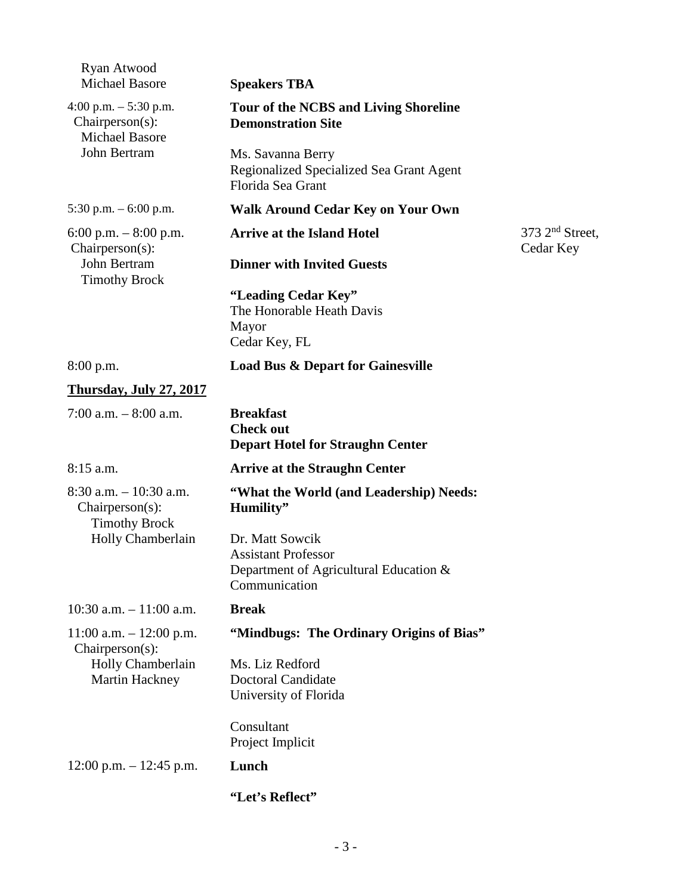| | | |
|---|---|---|
| Ryan Atwood<br>Michael Basore | **Speakers TBA** | |
| 4:00 p.m. – 5:30 p.m.<br>Chairperson(s):<br>Michael Basore<br>John Bertram | **Tour of the NCBS and Living Shoreline Demonstration Site**<br><br>Ms. Savanna Berry<br>Regionalized Specialized Sea Grant Agent<br>Florida Sea Grant | |
| 5:30 p.m. – 6:00 p.m. | **Walk Around Cedar Key on Your Own** | |
| 6:00 p.m. – 8:00 p.m.<br>Chairperson(s):<br>John Bertram<br>Timothy Brock | **Arrive at the Island Hotel**<br><br>**Dinner with Invited Guests**<br><br>**"Leading Cedar Key"**<br>The Honorable Heath Davis<br>Mayor<br>Cedar Key, FL | 373 2nd Street, Cedar Key |
| 8:00 p.m. | **Load Bus & Depart for Gainesville** | |

**Thursday, July 27, 2017**

| | | |
|---|---|---|
| 7:00 a.m. – 8:00 a.m. | **Breakfast**<br>**Check out**<br>**Depart Hotel for Straughn Center** | |
| 8:15 a.m. | **Arrive at the Straughn Center** | |
| 8:30 a.m. – 10:30 a.m.<br>Chairperson(s):<br>Timothy Brock<br>Holly Chamberlain | **"What the World (and Leadership) Needs: Humility"**<br><br>Dr. Matt Sowcik<br>Assistant Professor<br>Department of Agricultural Education & Communication | |
| 10:30 a.m. – 11:00 a.m. | **Break** | |
| 11:00 a.m. – 12:00 p.m.<br>Chairperson(s):<br>Holly Chamberlain<br>Martin Hackney | **"Mindbugs: The Ordinary Origins of Bias"**<br><br>Ms. Liz Redford<br>Doctoral Candidate<br>University of Florida<br><br>Consultant<br>Project Implicit | |
| 12:00 p.m. – 12:45 p.m. | **Lunch**<br><br>**"Let's Reflect"** | |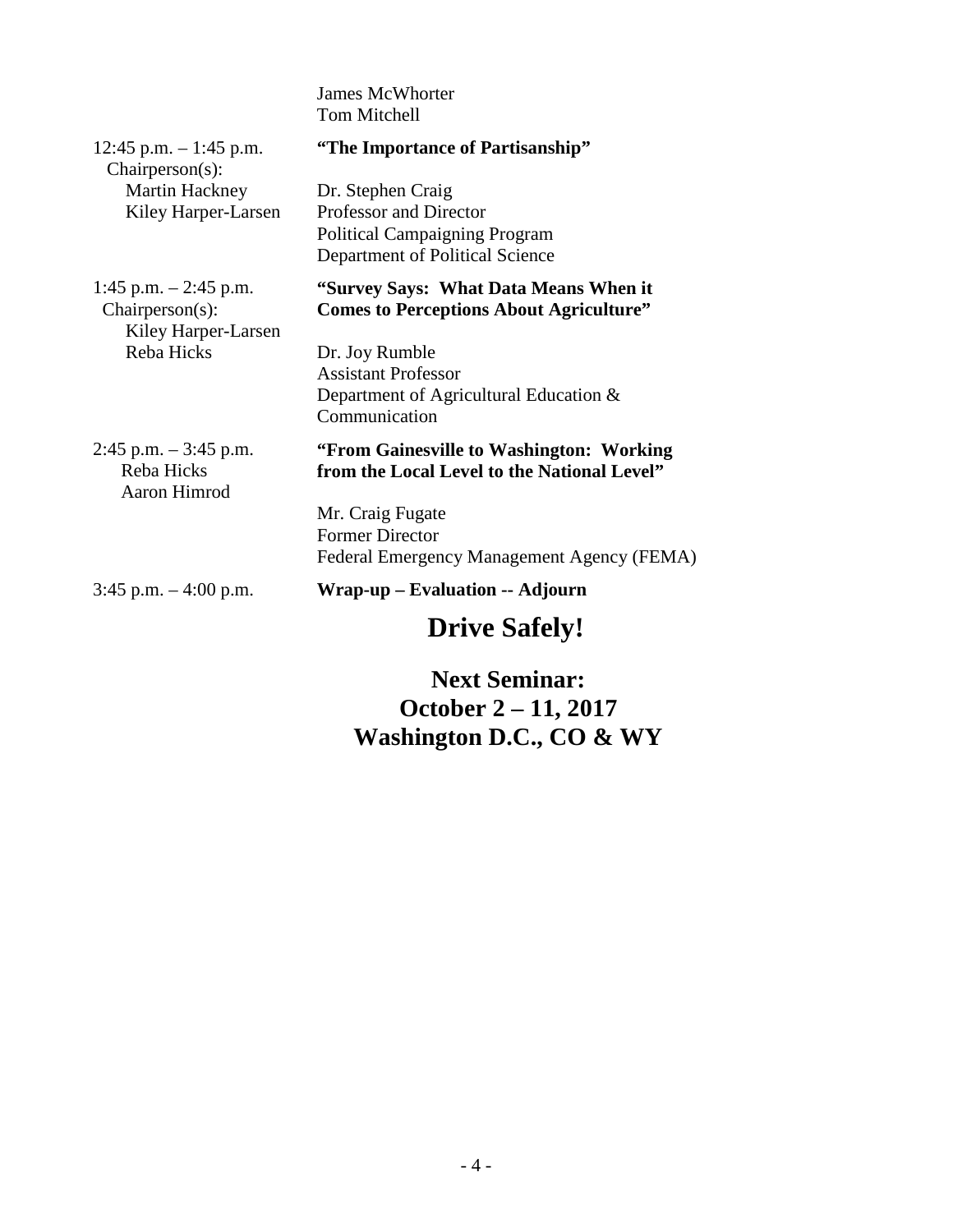| | |
|---|---|
| | James McWhorter<br>Tom Mitchell |
| 12:45 p.m. – 1:45 p.m.<br>Chairperson(s):<br>Martin Hackney<br>Kiley Harper-Larsen | **"The Importance of Partisanship"**<br><br>Dr. Stephen Craig<br>Professor and Director<br>Political Campaigning Program<br>Department of Political Science |
| 1:45 p.m. – 2:45 p.m.<br>Chairperson(s):<br>Kiley Harper-Larsen<br>Reba Hicks | **"Survey Says: What Data Means When it Comes to Perceptions About Agriculture"**<br><br>Dr. Joy Rumble<br>Assistant Professor<br>Department of Agricultural Education & Communication |
| 2:45 p.m. – 3:45 p.m.<br>Reba Hicks<br>Aaron Himrod | **"From Gainesville to Washington: Working from the Local Level to the National Level"**<br><br>Mr. Craig Fugate<br>Former Director<br>Federal Emergency Management Agency (FEMA) |
| 3:45 p.m. – 4:00 p.m. | **Wrap-up – Evaluation -- Adjourn** |

## Drive Safely!

## Next Seminar:
## October 2 – 11, 2017
## Washington D.C., CO & WY